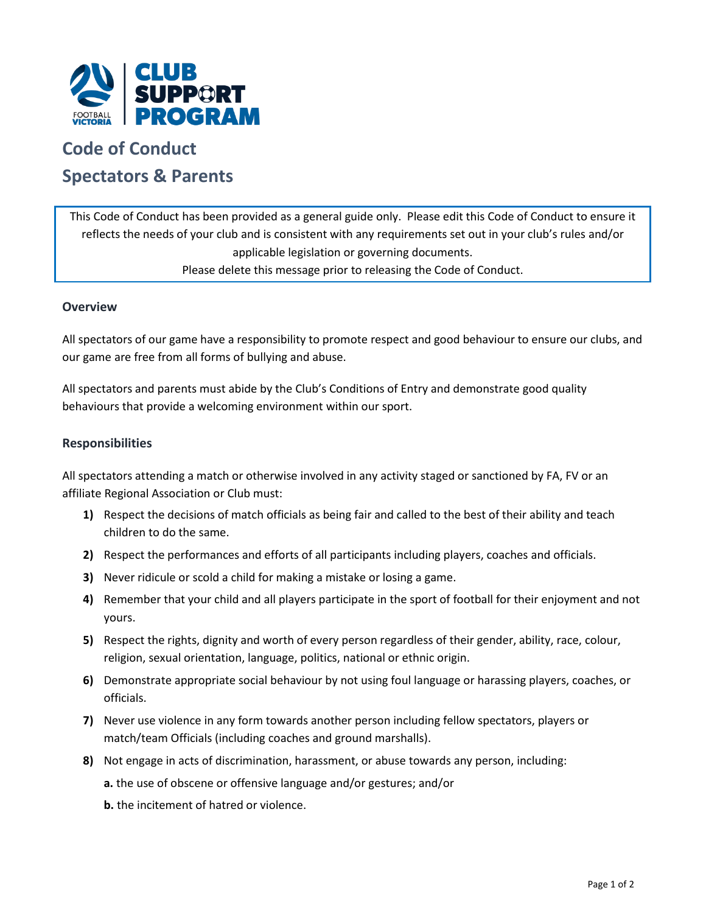**CLUB SUPPORT PROGRAM**

# Code of Conduct

## Spectators & Parents

> This Code of Conduct has been provided as a general guide only. Please edit this Code of Conduct to ensure it reflects the needs of your club and is consistent with any requirements set out in your club's rules and/or applicable legislation or governing documents.
> Please delete this message prior to releasing the Code of Conduct.

### Overview

All spectators of our game have a responsibility to promote respect and good behaviour to ensure our clubs, and our game are free from all forms of bullying and abuse.

All spectators and parents must abide by the Club's Conditions of Entry and demonstrate good quality behaviours that provide a welcoming environment within our sport.

### Responsibilities

All spectators attending a match or otherwise involved in any activity staged or sanctioned by FA, FV or an affiliate Regional Association or Club must:

1) Respect the decisions of match officials as being fair and called to the best of their ability and teach children to do the same.
2) Respect the performances and efforts of all participants including players, coaches and officials.
3) Never ridicule or scold a child for making a mistake or losing a game.
4) Remember that your child and all players participate in the sport of football for their enjoyment and not yours.
5) Respect the rights, dignity and worth of every person regardless of their gender, ability, race, colour, religion, sexual orientation, language, politics, national or ethnic origin.
6) Demonstrate appropriate social behaviour by not using foul language or harassing players, coaches, or officials.
7) Never use violence in any form towards another person including fellow spectators, players or match/team Officials (including coaches and ground marshalls).
8) Not engage in acts of discrimination, harassment, or abuse towards any person, including:

   **a.** the use of obscene or offensive language and/or gestures; and/or

   **b.** the incitement of hatred or violence.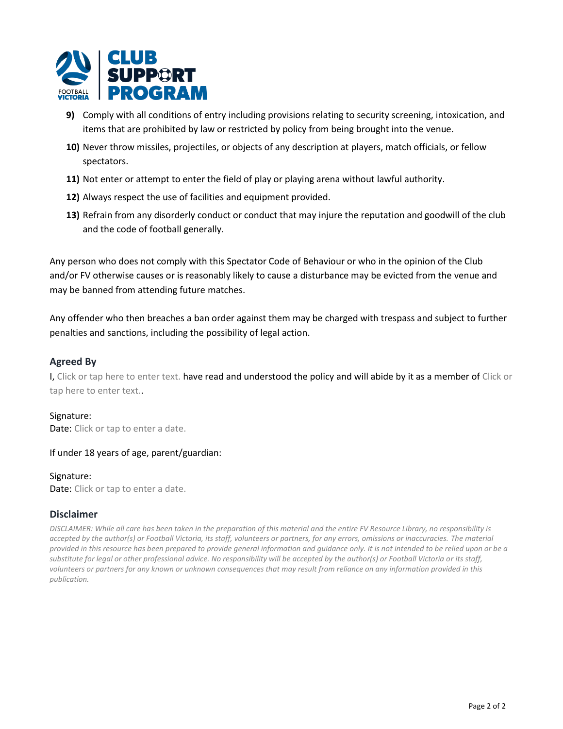9) Comply with all conditions of entry including provisions relating to security screening, intoxication, and items that are prohibited by law or restricted by policy from being brought into the venue.

10) Never throw missiles, projectiles, or objects of any description at players, match officials, or fellow spectators.

11) Not enter or attempt to enter the field of play or playing arena without lawful authority.

12) Always respect the use of facilities and equipment provided.

13) Refrain from any disorderly conduct or conduct that may injure the reputation and goodwill of the club and the code of football generally.

Any person who does not comply with this Spectator Code of Behaviour or who in the opinion of the Club and/or FV otherwise causes or is reasonably likely to cause a disturbance may be evicted from the venue and may be banned from attending future matches.

Any offender who then breaches a ban order against them may be charged with trespass and subject to further penalties and sanctions, including the possibility of legal action.

## Agreed By

I, Click or tap here to enter text. have read and understood the policy and will abide by it as a member of Click or tap here to enter text..

Signature:
Date: Click or tap to enter a date.

If under 18 years of age, parent/guardian:

Signature:
Date: Click or tap to enter a date.

## Disclaimer

*DISCLAIMER: While all care has been taken in the preparation of this material and the entire FV Resource Library, no responsibility is accepted by the author(s) or Football Victoria, its staff, volunteers or partners, for any errors, omissions or inaccuracies. The material provided in this resource has been prepared to provide general information and guidance only. It is not intended to be relied upon or be a substitute for legal or other professional advice. No responsibility will be accepted by the author(s) or Football Victoria or its staff, volunteers or partners for any known or unknown consequences that may result from reliance on any information provided in this publication.*